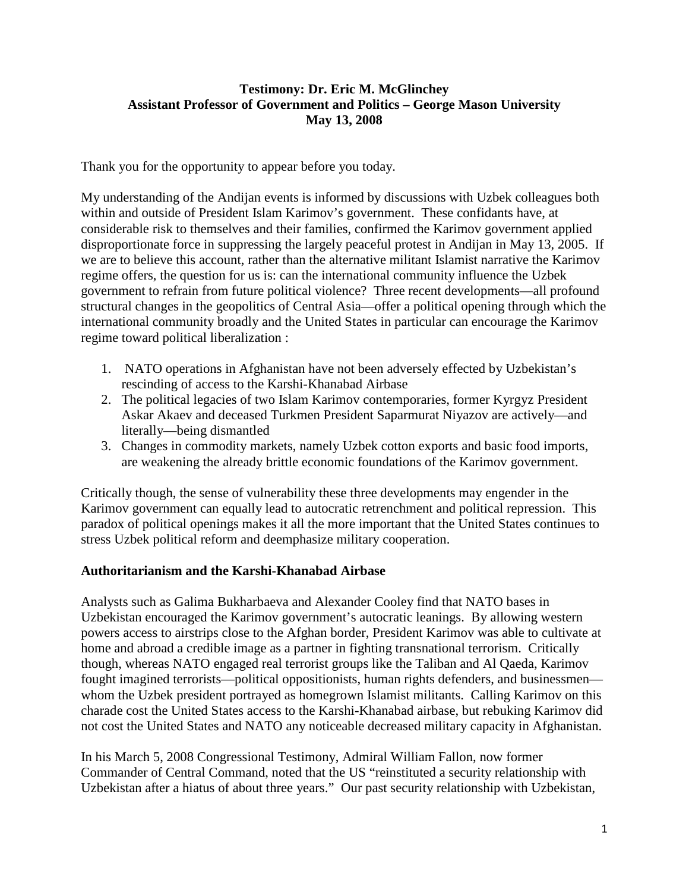**Testimony: Dr. Eric M. McGlinchey**
**Assistant Professor of Government and Politics – George Mason University**
**May 13, 2008**

Thank you for the opportunity to appear before you today.

My understanding of the Andijan events is informed by discussions with Uzbek colleagues both within and outside of President Islam Karimov's government. These confidants have, at considerable risk to themselves and their families, confirmed the Karimov government applied disproportionate force in suppressing the largely peaceful protest in Andijan in May 13, 2005. If we are to believe this account, rather than the alternative militant Islamist narrative the Karimov regime offers, the question for us is: can the international community influence the Uzbek government to refrain from future political violence? Three recent developments—all profound structural changes in the geopolitics of Central Asia—offer a political opening through which the international community broadly and the United States in particular can encourage the Karimov regime toward political liberalization :

1. NATO operations in Afghanistan have not been adversely effected by Uzbekistan's rescinding of access to the Karshi-Khanabad Airbase
2. The political legacies of two Islam Karimov contemporaries, former Kyrgyz President Askar Akaev and deceased Turkmen President Saparmurat Niyazov are actively—and literally—being dismantled
3. Changes in commodity markets, namely Uzbek cotton exports and basic food imports, are weakening the already brittle economic foundations of the Karimov government.

Critically though, the sense of vulnerability these three developments may engender in the Karimov government can equally lead to autocratic retrenchment and political repression. This paradox of political openings makes it all the more important that the United States continues to stress Uzbek political reform and deemphasize military cooperation.

## Authoritarianism and the Karshi-Khanabad Airbase

Analysts such as Galima Bukharbaeva and Alexander Cooley find that NATO bases in Uzbekistan encouraged the Karimov government's autocratic leanings. By allowing western powers access to airstrips close to the Afghan border, President Karimov was able to cultivate at home and abroad a credible image as a partner in fighting transnational terrorism. Critically though, whereas NATO engaged real terrorist groups like the Taliban and Al Qaeda, Karimov fought imagined terrorists—political oppositionists, human rights defenders, and businessmen—whom the Uzbek president portrayed as homegrown Islamist militants. Calling Karimov on this charade cost the United States access to the Karshi-Khanabad airbase, but rebuking Karimov did not cost the United States and NATO any noticeable decreased military capacity in Afghanistan.

In his March 5, 2008 Congressional Testimony, Admiral William Fallon, now former Commander of Central Command, noted that the US "reinstituted a security relationship with Uzbekistan after a hiatus of about three years." Our past security relationship with Uzbekistan,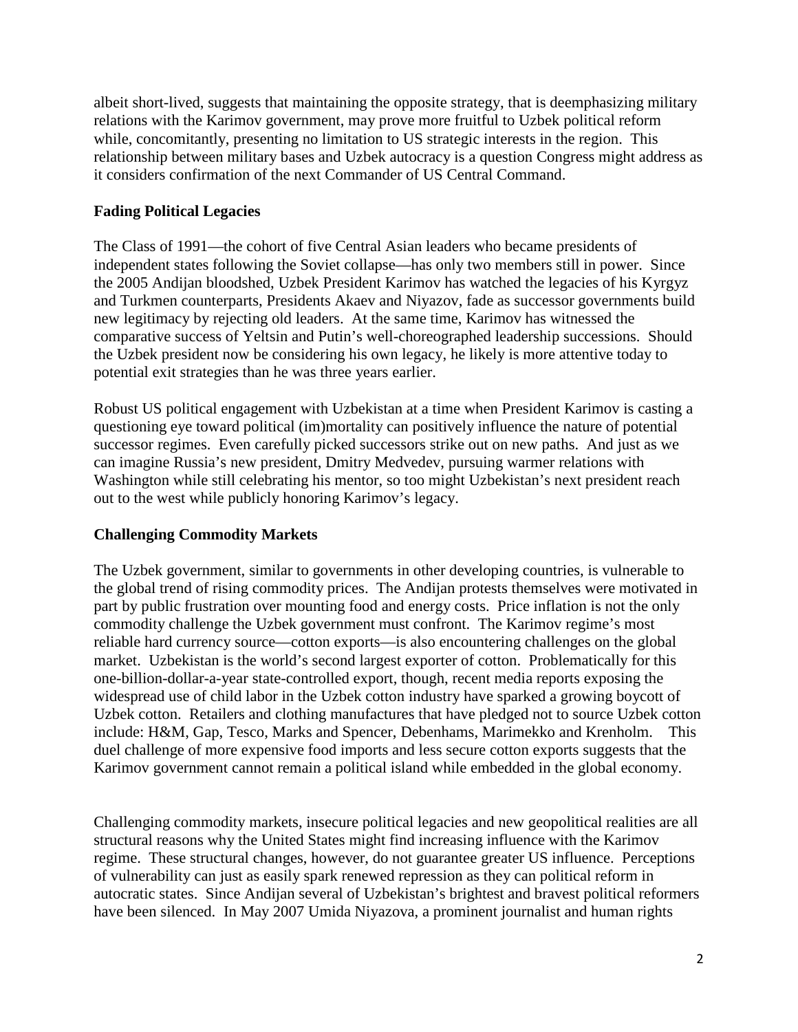albeit short-lived, suggests that maintaining the opposite strategy, that is deemphasizing military relations with the Karimov government, may prove more fruitful to Uzbek political reform while, concomitantly, presenting no limitation to US strategic interests in the region. This relationship between military bases and Uzbek autocracy is a question Congress might address as it considers confirmation of the next Commander of US Central Command.

### Fading Political Legacies

The Class of 1991—the cohort of five Central Asian leaders who became presidents of independent states following the Soviet collapse—has only two members still in power. Since the 2005 Andijan bloodshed, Uzbek President Karimov has watched the legacies of his Kyrgyz and Turkmen counterparts, Presidents Akaev and Niyazov, fade as successor governments build new legitimacy by rejecting old leaders. At the same time, Karimov has witnessed the comparative success of Yeltsin and Putin's well-choreographed leadership successions. Should the Uzbek president now be considering his own legacy, he likely is more attentive today to potential exit strategies than he was three years earlier.

Robust US political engagement with Uzbekistan at a time when President Karimov is casting a questioning eye toward political (im)mortality can positively influence the nature of potential successor regimes. Even carefully picked successors strike out on new paths. And just as we can imagine Russia's new president, Dmitry Medvedev, pursuing warmer relations with Washington while still celebrating his mentor, so too might Uzbekistan's next president reach out to the west while publicly honoring Karimov's legacy.

### Challenging Commodity Markets

The Uzbek government, similar to governments in other developing countries, is vulnerable to the global trend of rising commodity prices. The Andijan protests themselves were motivated in part by public frustration over mounting food and energy costs. Price inflation is not the only commodity challenge the Uzbek government must confront. The Karimov regime's most reliable hard currency source—cotton exports—is also encountering challenges on the global market. Uzbekistan is the world's second largest exporter of cotton. Problematically for this one-billion-dollar-a-year state-controlled export, though, recent media reports exposing the widespread use of child labor in the Uzbek cotton industry have sparked a growing boycott of Uzbek cotton. Retailers and clothing manufactures that have pledged not to source Uzbek cotton include: H&M, Gap, Tesco, Marks and Spencer, Debenhams, Marimekko and Krenholm. This duel challenge of more expensive food imports and less secure cotton exports suggests that the Karimov government cannot remain a political island while embedded in the global economy.

Challenging commodity markets, insecure political legacies and new geopolitical realities are all structural reasons why the United States might find increasing influence with the Karimov regime. These structural changes, however, do not guarantee greater US influence. Perceptions of vulnerability can just as easily spark renewed repression as they can political reform in autocratic states. Since Andijan several of Uzbekistan's brightest and bravest political reformers have been silenced. In May 2007 Umida Niyazova, a prominent journalist and human rights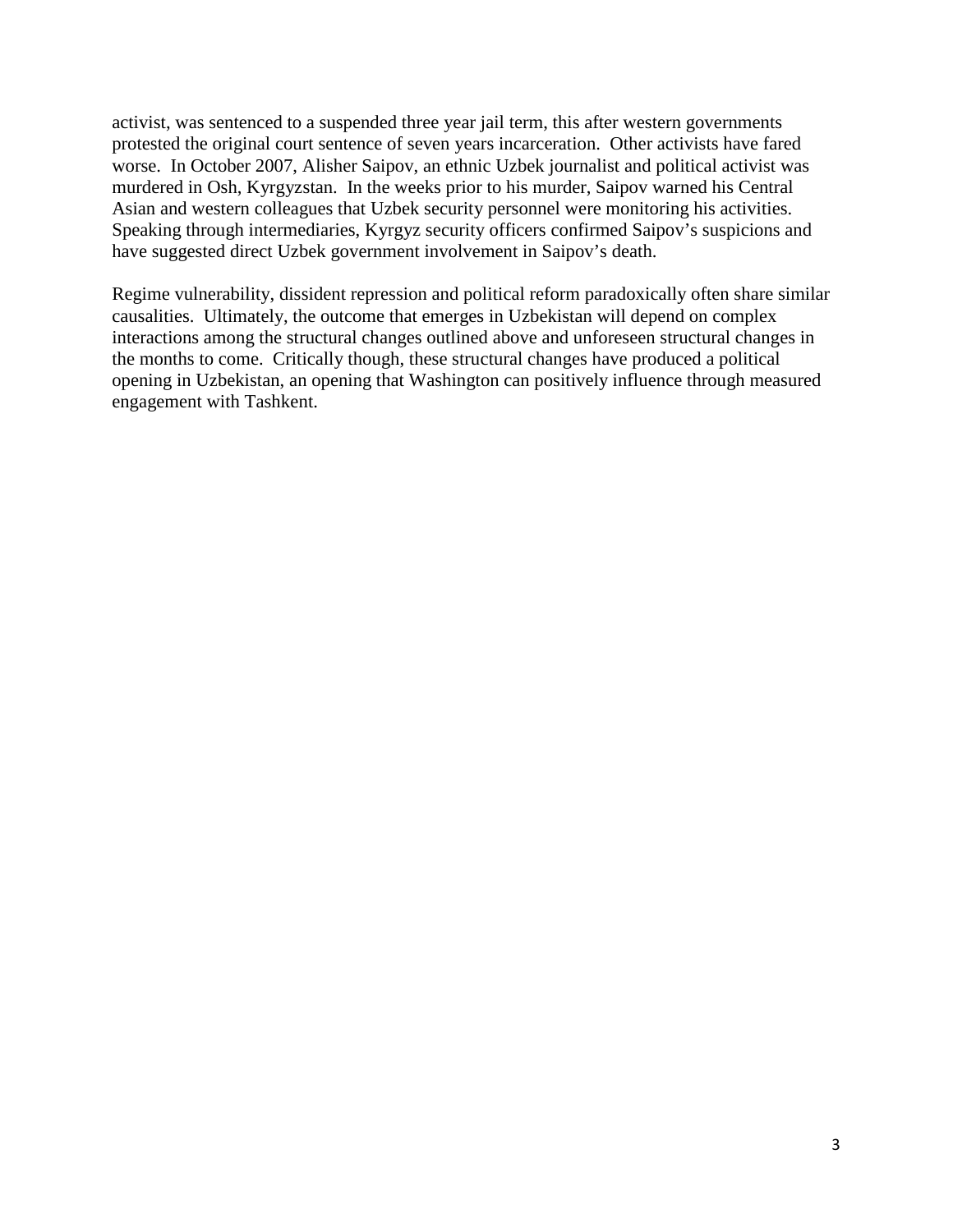activist, was sentenced to a suspended three year jail term, this after western governments protested the original court sentence of seven years incarceration. Other activists have fared worse. In October 2007, Alisher Saipov, an ethnic Uzbek journalist and political activist was murdered in Osh, Kyrgyzstan. In the weeks prior to his murder, Saipov warned his Central Asian and western colleagues that Uzbek security personnel were monitoring his activities. Speaking through intermediaries, Kyrgyz security officers confirmed Saipov's suspicions and have suggested direct Uzbek government involvement in Saipov's death.

Regime vulnerability, dissident repression and political reform paradoxically often share similar causalities. Ultimately, the outcome that emerges in Uzbekistan will depend on complex interactions among the structural changes outlined above and unforeseen structural changes in the months to come. Critically though, these structural changes have produced a political opening in Uzbekistan, an opening that Washington can positively influence through measured engagement with Tashkent.